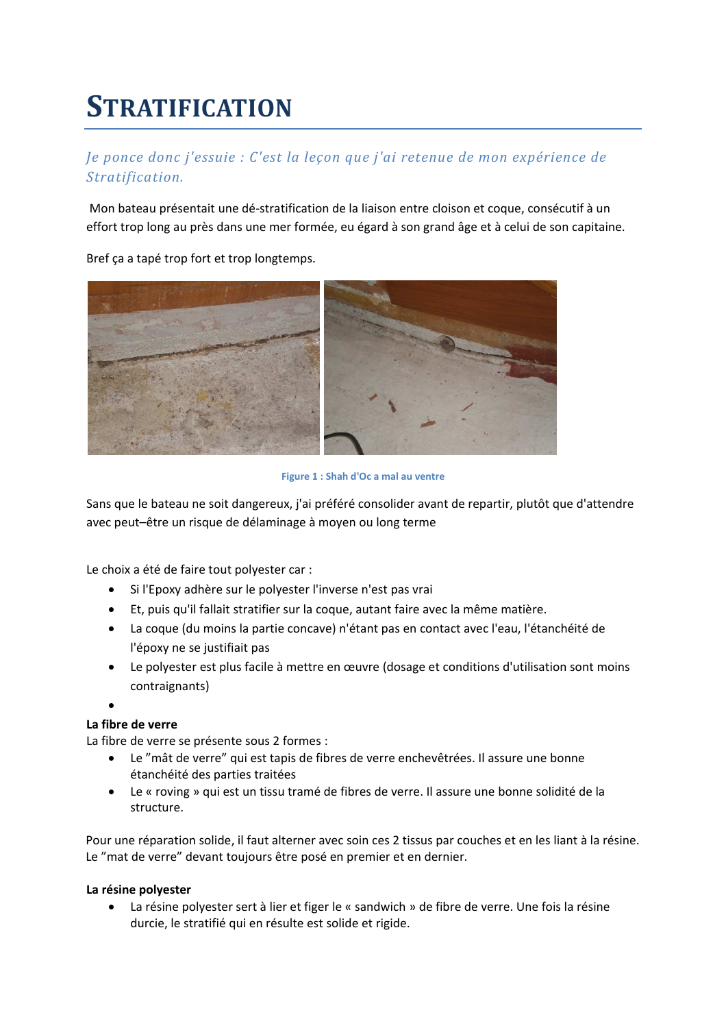# STRATIFICATION

*Je ponce donc j'essuie : C'est la leçon que j'ai retenue de mon expérience de Stratification.*

Mon bateau présentait une dé-stratification de la liaison entre cloison et coque, consécutif à un effort trop long au près dans une mer formée, eu égard à son grand âge et à celui de son capitaine.

Bref ça a tapé trop fort et trop longtemps.

Figure 1 : Shah d'Oc a mal au ventre

Sans que le bateau ne soit dangereux, j'ai préféré consolider avant de repartir, plutôt que d'attendre avec peut–être un risque de délaminage à moyen ou long terme

Le choix a été de faire tout polyester car :

- Si l'Epoxy adhère sur le polyester l'inverse n'est pas vrai
- Et, puis qu'il fallait stratifier sur la coque, autant faire avec la même matière.
- La coque (du moins la partie concave) n'étant pas en contact avec l'eau, l'étanchéité de l'époxy ne se justifiait pas
- Le polyester est plus facile à mettre en œuvre (dosage et conditions d'utilisation sont moins contraignants)
-

**La fibre de verre**

La fibre de verre se présente sous 2 formes :

- Le ”mât de verre” qui est tapis de fibres de verre enchevêtrées. Il assure une bonne étanchéité des parties traitées
- Le « roving » qui est un tissu tramé de fibres de verre. Il assure une bonne solidité de la structure.

Pour une réparation solide, il faut alterner avec soin ces 2 tissus par couches et en les liant à la résine. Le ”mat de verre” devant toujours être posé en premier et en dernier.

**La résine polyester**

- La résine polyester sert à lier et figer le « sandwich » de fibre de verre. Une fois la résine durcie, le stratifié qui en résulte est solide et rigide.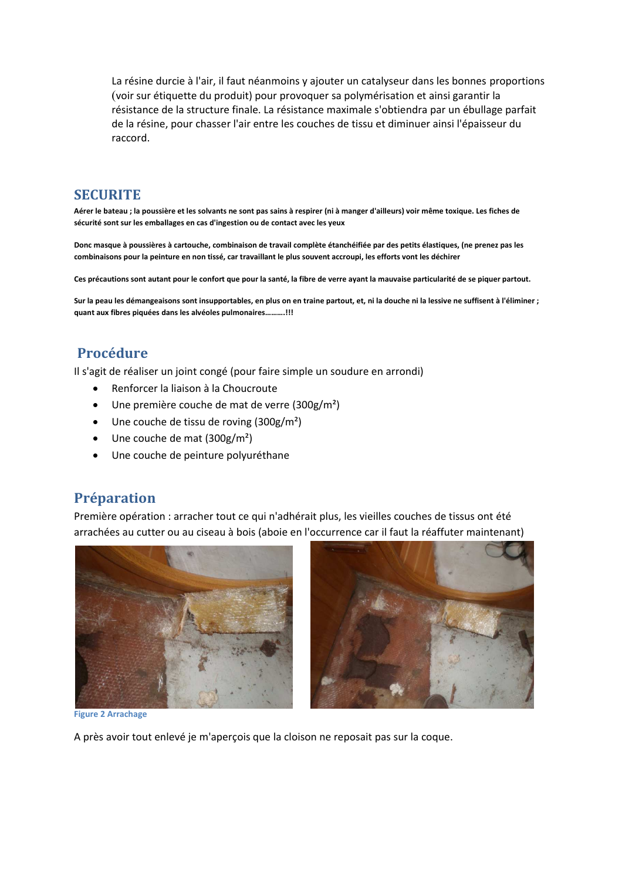La résine durcie à l'air, il faut néanmoins y ajouter un catalyseur dans les bonnes proportions (voir sur étiquette du produit) pour provoquer sa polymérisation et ainsi garantir la résistance de la structure finale. La résistance maximale s'obtiendra par un ébullage parfait de la résine, pour chasser l'air entre les couches de tissu et diminuer ainsi l'épaisseur du raccord.

## SECURITE

**Aérer le bateau ; la poussière et les solvants ne sont pas sains à respirer (ni à manger d'ailleurs) voir même toxique. Les fiches de sécurité sont sur les emballages en cas d'ingestion ou de contact avec les yeux**

**Donc masque à poussières à cartouche, combinaison de travail complète étanchéifiée par des petits élastiques, (ne prenez pas les combinaisons pour la peinture en non tissé, car travaillant le plus souvent accroupi, les efforts vont les déchirer**

**Ces précautions sont autant pour le confort que pour la santé, la fibre de verre ayant la mauvaise particularité de se piquer partout.**

**Sur la peau les démangeaisons sont insupportables, en plus on en traine partout, et, ni la douche ni la lessive ne suffisent à l'éliminer ; quant aux fibres piquées dans les alvéoles pulmonaires……….!!!**

## Procédure

Il s'agit de réaliser un joint congé (pour faire simple un soudure en arrondi)

- Renforcer la liaison à la Choucroute
- Une première couche de mat de verre (300g/m²)
- Une couche de tissu de roving (300g/m²)
- Une couche de mat (300g/m²)
- Une couche de peinture polyuréthane

## Préparation

Première opération : arracher tout ce qui n'adhérait plus, les vieilles couches de tissus ont été arrachées au cutter ou au ciseau à bois (aboie en l'occurrence car il faut la réaffuter maintenant)

Figure 2 Arrachage

A près avoir tout enlevé je m'aperçois que la cloison ne reposait pas sur la coque.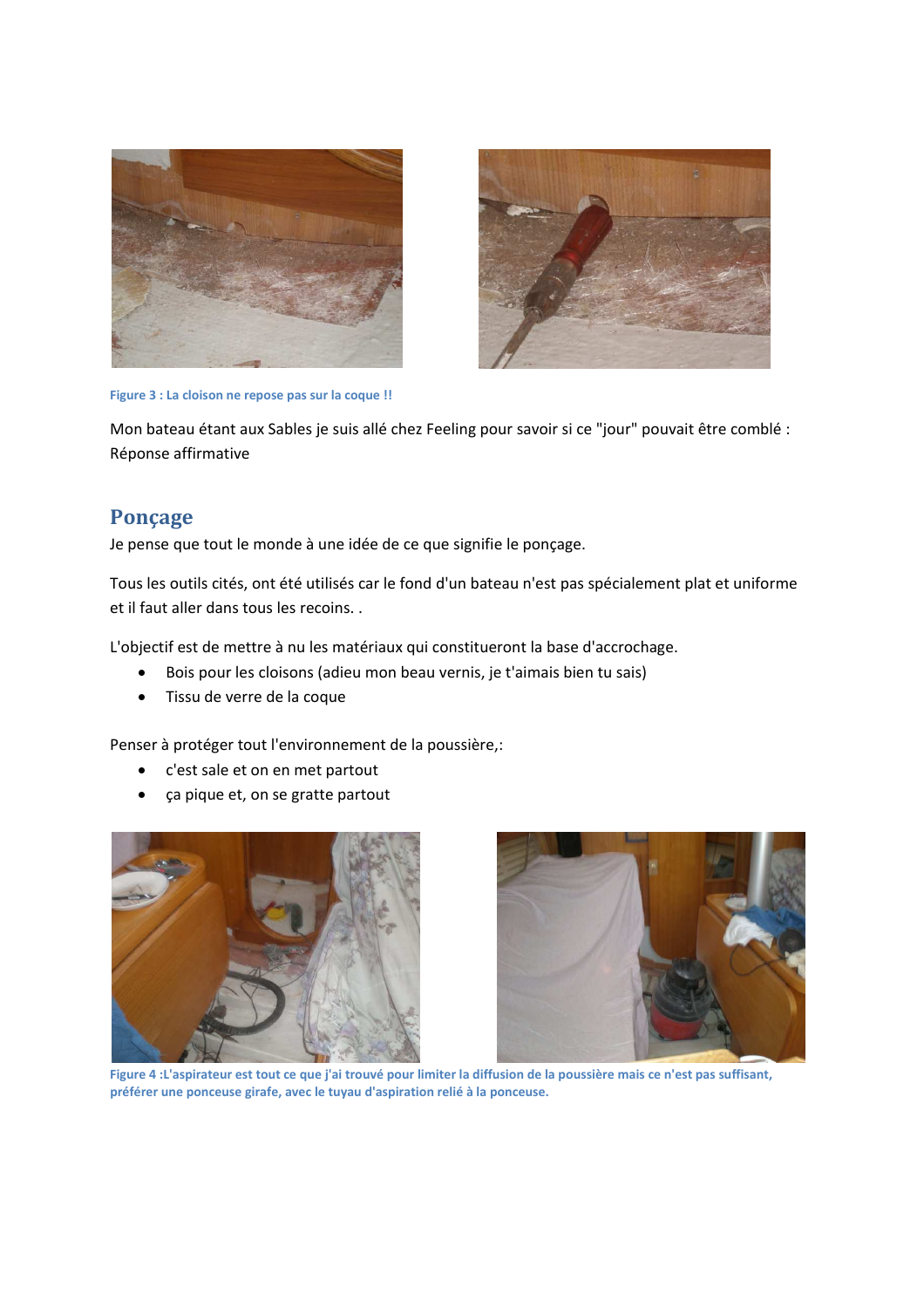Figure 3 : La cloison ne repose pas sur la coque !!

Mon bateau étant aux Sables je suis allé chez Feeling pour savoir si ce "jour" pouvait être comblé : Réponse affirmative

## Ponçage

Je pense que tout le monde à une idée de ce que signifie le ponçage.

Tous les outils cités, ont été utilisés car le fond d'un bateau n'est pas spécialement plat et uniforme et il faut aller dans tous les recoins. .

L'objectif est de mettre à nu les matériaux qui constitueront la base d'accrochage.

- Bois pour les cloisons (adieu mon beau vernis, je t'aimais bien tu sais)
- Tissu de verre de la coque

Penser à protéger tout l'environnement de la poussière,:

- c'est sale et on en met partout
- ça pique et, on se gratte partout

Figure 4 :L'aspirateur est tout ce que j'ai trouvé pour limiter la diffusion de la poussière mais ce n'est pas suffisant, préférer une ponceuse girafe, avec le tuyau d'aspiration relié à la ponceuse.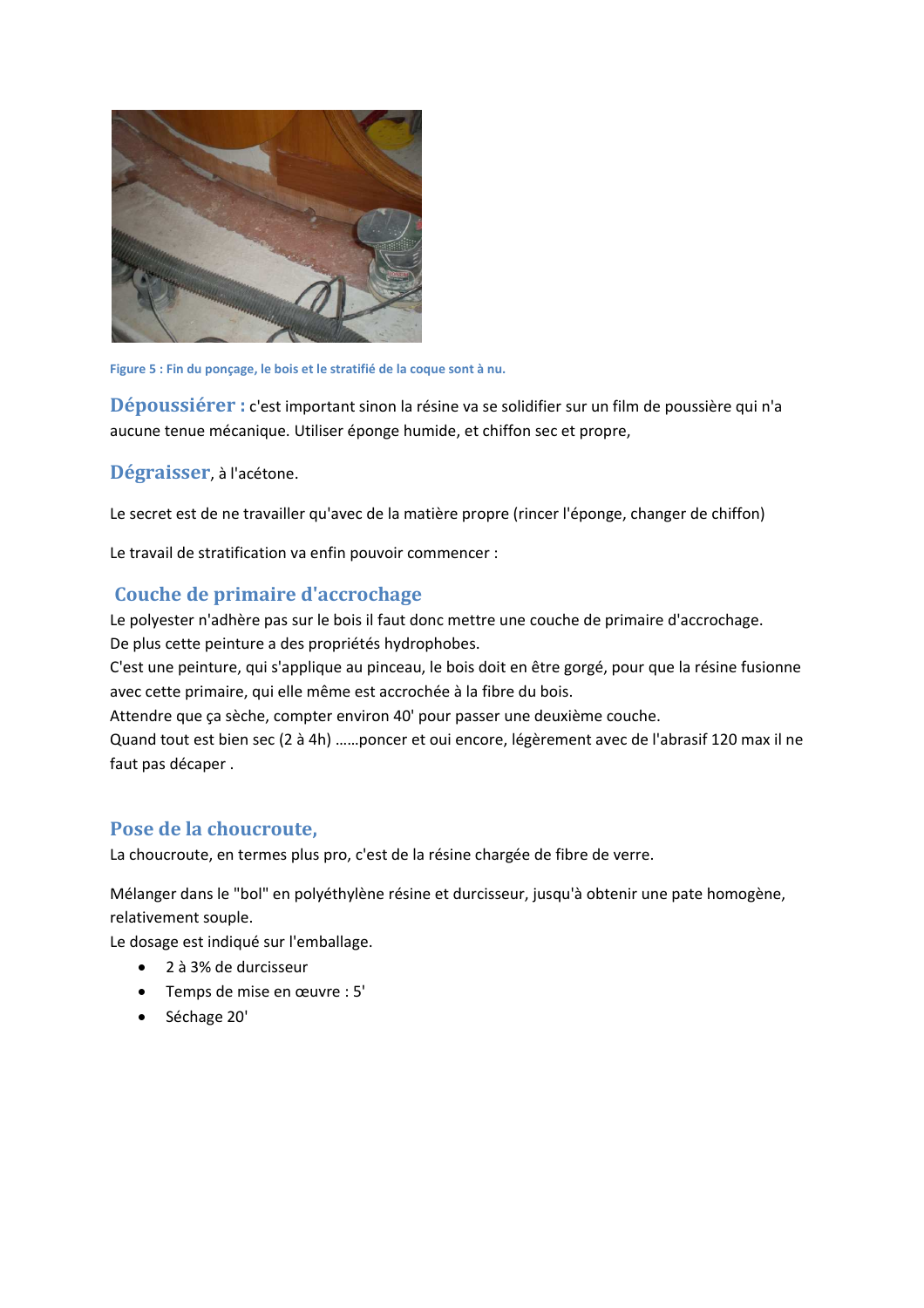Figure 5 : Fin du ponçage, le bois et le stratifié de la coque sont à nu.

**Dépoussiérer :** c'est important sinon la résine va se solidifier sur un film de poussière qui n'a aucune tenue mécanique. Utiliser éponge humide, et chiffon sec et propre,

**Dégraisser**, à l'acétone.

Le secret est de ne travailler qu'avec de la matière propre (rincer l'éponge, changer de chiffon)

Le travail de stratification va enfin pouvoir commencer :

## Couche de primaire d'accrochage

Le polyester n'adhère pas sur le bois il faut donc mettre une couche de primaire d'accrochage.
De plus cette peinture a des propriétés hydrophobes.
C'est une peinture, qui s'applique au pinceau, le bois doit en être gorgé, pour que la résine fusionne avec cette primaire, qui elle même est accrochée à la fibre du bois.
Attendre que ça sèche, compter environ 40' pour passer une deuxième couche.
Quand tout est bien sec (2 à 4h) ……poncer et oui encore, légèrement avec de l'abrasif 120 max il ne faut pas décaper .

## Pose de la choucroute,

La choucroute, en termes plus pro, c'est de la résine chargée de fibre de verre.

Mélanger dans le "bol" en polyéthylène résine et durcisseur, jusqu'à obtenir une pate homogène, relativement souple.
Le dosage est indiqué sur l'emballage.

- 2 à 3% de durcisseur
- Temps de mise en œuvre : 5'
- Séchage 20'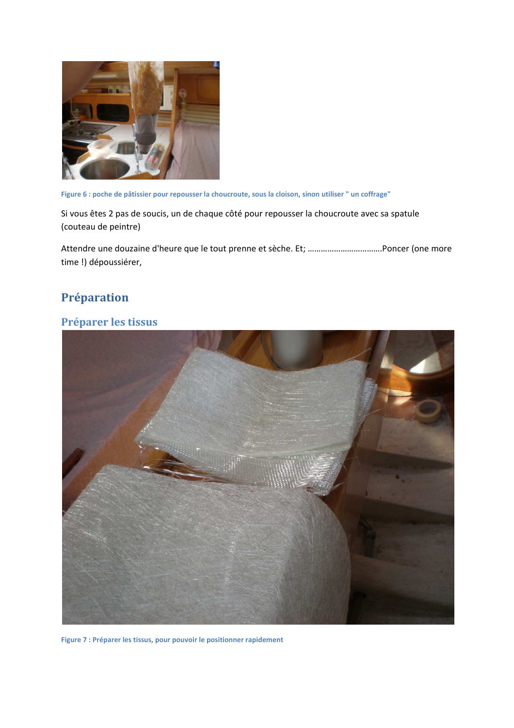Figure 6 : poche de pâtissier pour repousser la choucroute, sous la cloison, sinon utiliser " un coffrage"

Si vous êtes 2 pas de soucis, un de chaque côté pour repousser la choucroute avec sa spatule (couteau de peintre)

Attendre une douzaine d'heure que le tout prenne et sèche. Et; ……………………………Poncer (one more time !) dépoussiérer,

# Préparation

## Préparer les tissus

Figure 7 : Préparer les tissus, pour pouvoir le positionner rapidement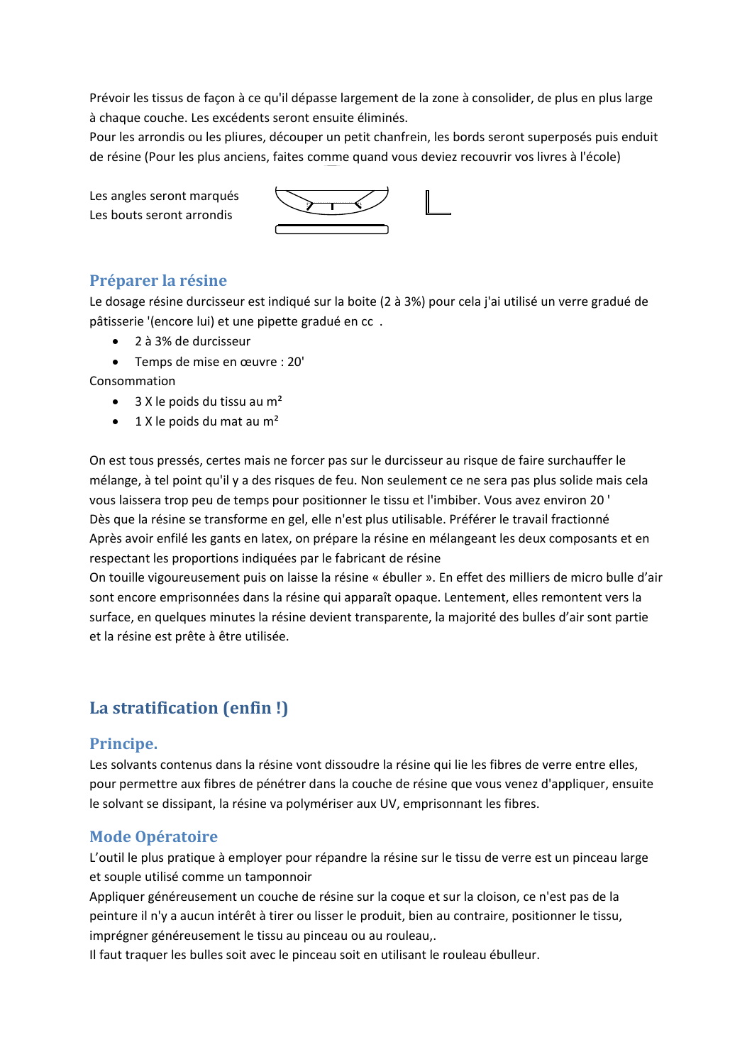Prévoir les tissus de façon à ce qu'il dépasse largement de la zone à consolider, de plus en plus large à chaque couche. Les excédents seront ensuite éliminés.
Pour les arrondis ou les pliures, découper un petit chanfrein, les bords seront superposés puis enduit de résine (Pour les plus anciens, faites comme quand vous deviez recouvrir vos livres à l'école)

Les angles seront marqués
Les bouts seront arrondis

## Préparer la résine

Le dosage résine durcisseur est indiqué sur la boite (2 à 3%) pour cela j'ai utilisé un verre gradué de pâtisserie '(encore lui) et une pipette gradué en cc .

- 2 à 3% de durcisseur
- Temps de mise en œuvre : 20'

Consommation

- 3 X le poids du tissu au m²
- 1 X le poids du mat au m²

On est tous pressés, certes mais ne forcer pas sur le durcisseur au risque de faire surchauffer le mélange, à tel point qu'il y a des risques de feu. Non seulement ce ne sera pas plus solide mais cela vous laissera trop peu de temps pour positionner le tissu et l'imbiber. Vous avez environ 20 '
Dès que la résine se transforme en gel, elle n'est plus utilisable. Préférer le travail fractionné
Après avoir enfilé les gants en latex, on prépare la résine en mélangeant les deux composants et en respectant les proportions indiquées par le fabricant de résine
On touille vigoureusement puis on laisse la résine « ébuller ». En effet des milliers de micro bulle d'air sont encore emprisonnées dans la résine qui apparaît opaque. Lentement, elles remontent vers la surface, en quelques minutes la résine devient transparente, la majorité des bulles d'air sont partie et la résine est prête à être utilisée.

# La stratification (enfin !)

## Principe.

Les solvants contenus dans la résine vont dissoudre la résine qui lie les fibres de verre entre elles, pour permettre aux fibres de pénétrer dans la couche de résine que vous venez d'appliquer, ensuite le solvant se dissipant, la résine va polymériser aux UV, emprisonnant les fibres.

## Mode Opératoire

L'outil le plus pratique à employer pour répandre la résine sur le tissu de verre est un pinceau large et souple utilisé comme un tamponnoir
Appliquer généreusement un couche de résine sur la coque et sur la cloison, ce n'est pas de la peinture il n'y a aucun intérêt à tirer ou lisser le produit, bien au contraire, positionner le tissu, imprégner généreusement le tissu au pinceau ou au rouleau,.
Il faut traquer les bulles soit avec le pinceau soit en utilisant le rouleau ébulleur.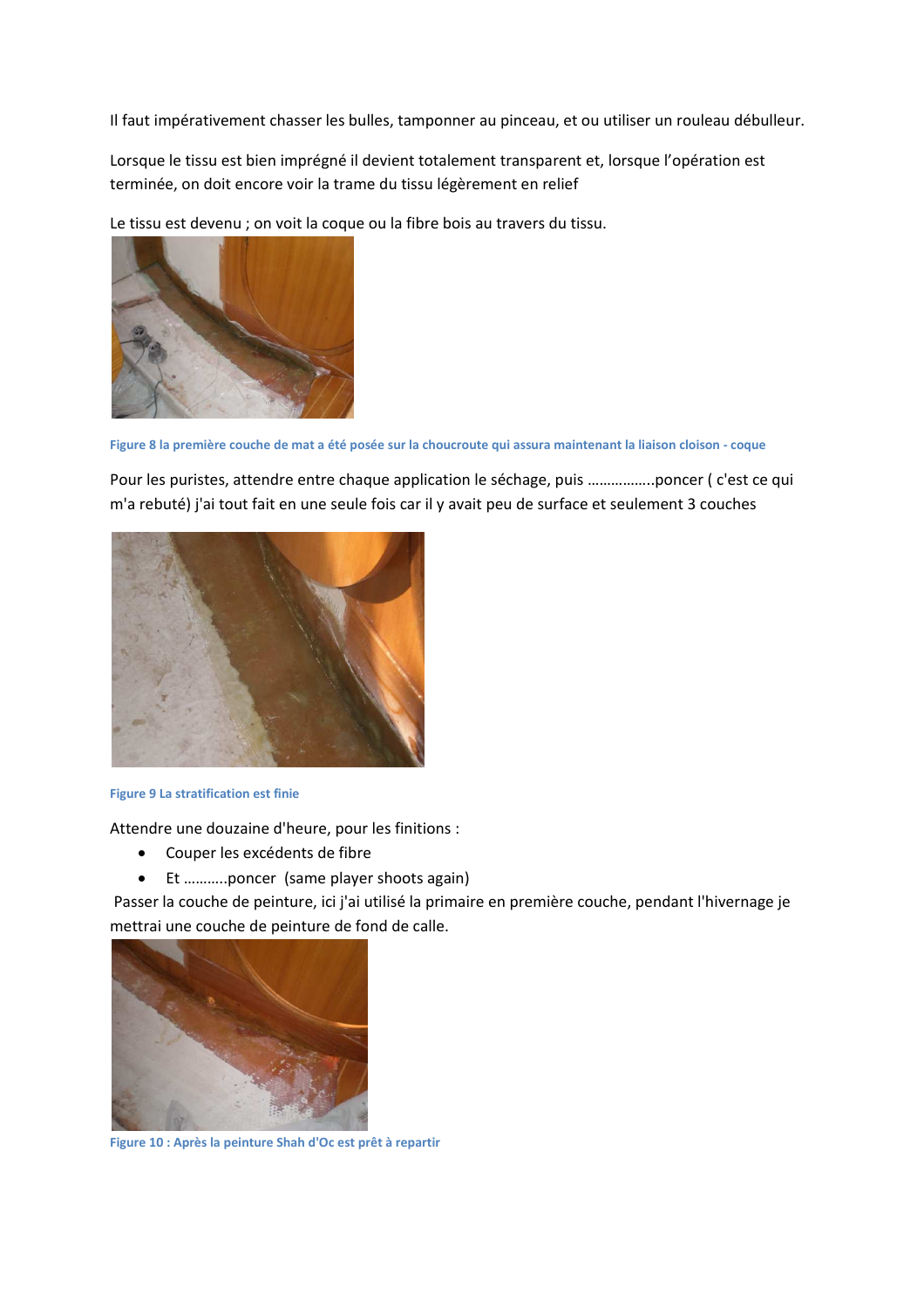Il faut impérativement chasser les bulles, tamponner au pinceau, et ou utiliser un rouleau débulleur.

Lorsque le tissu est bien imprégné il devient totalement transparent et, lorsque l'opération est terminée, on doit encore voir la trame du tissu légèrement en relief

Le tissu est devenu ; on voit la coque ou la fibre bois au travers du tissu.

Figure 8 la première couche de mat a été posée sur la choucroute qui assura maintenant la liaison cloison - coque

Pour les puristes, attendre entre chaque application le séchage, puis ……………..poncer ( c'est ce qui m'a rebuté) j'ai tout fait en une seule fois car il y avait peu de surface et seulement 3 couches

Figure 9 La stratification est finie

Attendre une douzaine d'heure, pour les finitions :

- Couper les excédents de fibre
- Et ………..poncer (same player shoots again)

Passer la couche de peinture, ici j'ai utilisé la primaire en première couche, pendant l'hivernage je mettrai une couche de peinture de fond de calle.

Figure 10 : Après la peinture Shah d'Oc est prêt à repartir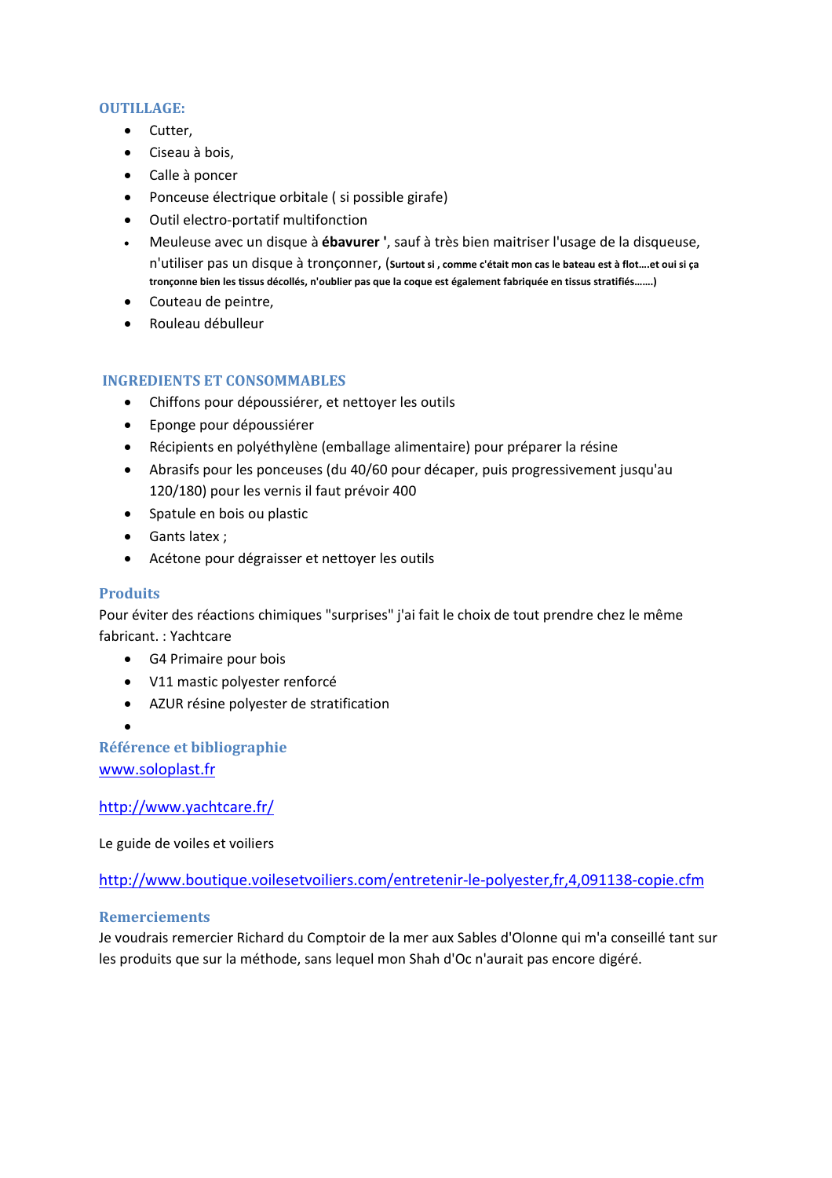### OUTILLAGE:

- Cutter,
- Ciseau à bois,
- Calle à poncer
- Ponceuse électrique orbitale ( si possible girafe)
- Outil electro-portatif multifonction
- Meuleuse avec un disque à **ébavurer '**, sauf à très bien maitriser l'usage de la disqueuse, n'utiliser pas un disque à tronçonner, (**Surtout si , comme c'était mon cas le bateau est à flot....et oui si ça tronçonne bien les tissus décollés, n'oublier pas que la coque est également fabriquée en tissus stratifiés.......)**
- Couteau de peintre,
- Rouleau débulleur

### INGREDIENTS ET CONSOMMABLES

- Chiffons pour dépoussiérer, et nettoyer les outils
- Eponge pour dépoussiérer
- Récipients en polyéthylène (emballage alimentaire) pour préparer la résine
- Abrasifs pour les ponceuses (du 40/60 pour décaper, puis progressivement jusqu'au 120/180) pour les vernis il faut prévoir 400
- Spatule en bois ou plastic
- Gants latex ;
- Acétone pour dégraisser et nettoyer les outils

### Produits

Pour éviter des réactions chimiques "surprises" j'ai fait le choix de tout prendre chez le même fabricant. : Yachtcare

- G4 Primaire pour bois
- V11 mastic polyester renforcé
- AZUR résine polyester de stratification
-

### Référence et bibliographie

www.soloplast.fr

http://www.yachtcare.fr/

Le guide de voiles et voiliers

http://www.boutique.voilesetvoiliers.com/entretenir-le-polyester,fr,4,091138-copie.cfm

### Remerciements

Je voudrais remercier Richard du Comptoir de la mer aux Sables d'Olonne qui m'a conseillé tant sur les produits que sur la méthode, sans lequel mon Shah d'Oc n'aurait pas encore digéré.